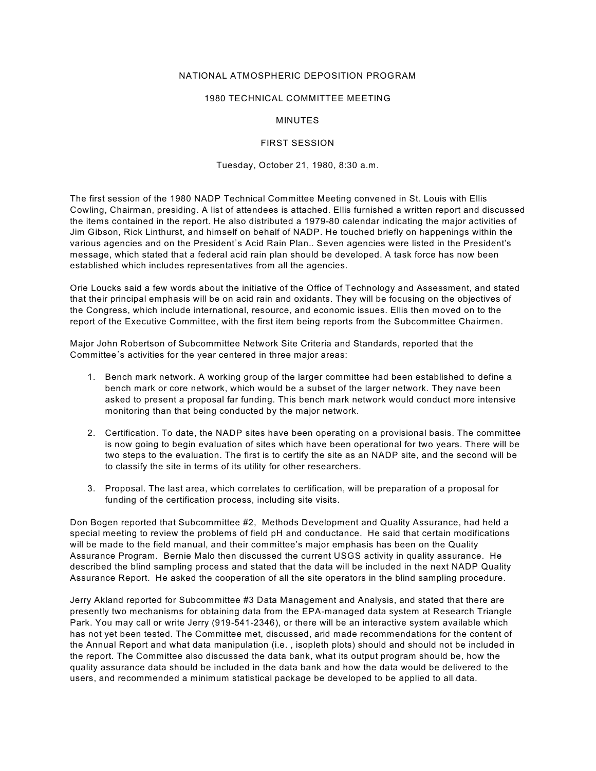# NATIONAL ATMOSPHERIC DEPOSITION PROGRAM

## 1980 TECHNICAL COMMITTEE MEETING

## MINUTES

## FIRST SESSION

Tuesday, October 21, 1980, 8:30 a.m.

The first session of the 1980 NADP Technical Committee Meeting convened in St. Louis with Ellis Cowling, Chairman, presiding. A list of attendees is attached. Ellis furnished a written report and discussed the items contained in the report. He also distributed a 1979-80 calendar indicating the major activities of Jim Gibson, Rick Linthurst, and himself on behalf of NADP. He touched briefly on happenings within the various agencies and on the President's Acid Rain Plan.. Seven agencies were listed in the President's message, which stated that a federal acid rain plan should be developed. A task force has now been established which includes representatives from all the agencies.

Orie Loucks said a few words about the initiative of the Office of Technology and Assessment, and stated that their principal emphasis will be on acid rain and oxidants. They will be focusing on the objectives of the Congress, which include international, resource, and economic issues. Ellis then moved on to the report of the Executive Committee, with the first item being reports from the Subcommittee Chairmen.

Major John Robertson of Subcommittee Network Site Criteria and Standards, reported that the Committee's activities for the year centered in three major areas:

1. Bench mark network. A working group of the larger committee had been established to define a bench mark or core network, which would be a subset of the larger network. They nave been asked to present a proposal far funding. This bench mark network would conduct more intensive monitoring than that being conducted by the major network.
2. Certification. To date, the NADP sites have been operating on a provisional basis. The committee is now going to begin evaluation of sites which have been operational for two years. There will be two steps to the evaluation. The first is to certify the site as an NADP site, and the second will be to classify the site in terms of its utility for other researchers.
3. Proposal. The last area, which correlates to certification, will be preparation of a proposal for funding of the certification process, including site visits.

Don Bogen reported that Subcommittee #2, Methods Development and Quality Assurance, had held a special meeting to review the problems of field pH and conductance. He said that certain modifications will be made to the field manual, and their committee's major emphasis has been on the Quality Assurance Program. Bernie Malo then discussed the current USGS activity in quality assurance. He described the blind sampling process and stated that the data will be included in the next NADP Quality Assurance Report. He asked the cooperation of all the site operators in the blind sampling procedure.

Jerry Akland reported for Subcommittee #3 Data Management and Analysis, and stated that there are presently two mechanisms for obtaining data from the EPA-managed data system at Research Triangle Park. You may call or write Jerry (919-541-2346), or there will be an interactive system available which has not yet been tested. The Committee met, discussed, arid made recommendations for the content of the Annual Report and what data manipulation (i.e. , isopleth plots) should and should not be included in the report. The Committee also discussed the data bank, what its output program should be, how the quality assurance data should be included in the data bank and how the data would be delivered to the users, and recommended a minimum statistical package be developed to be applied to all data.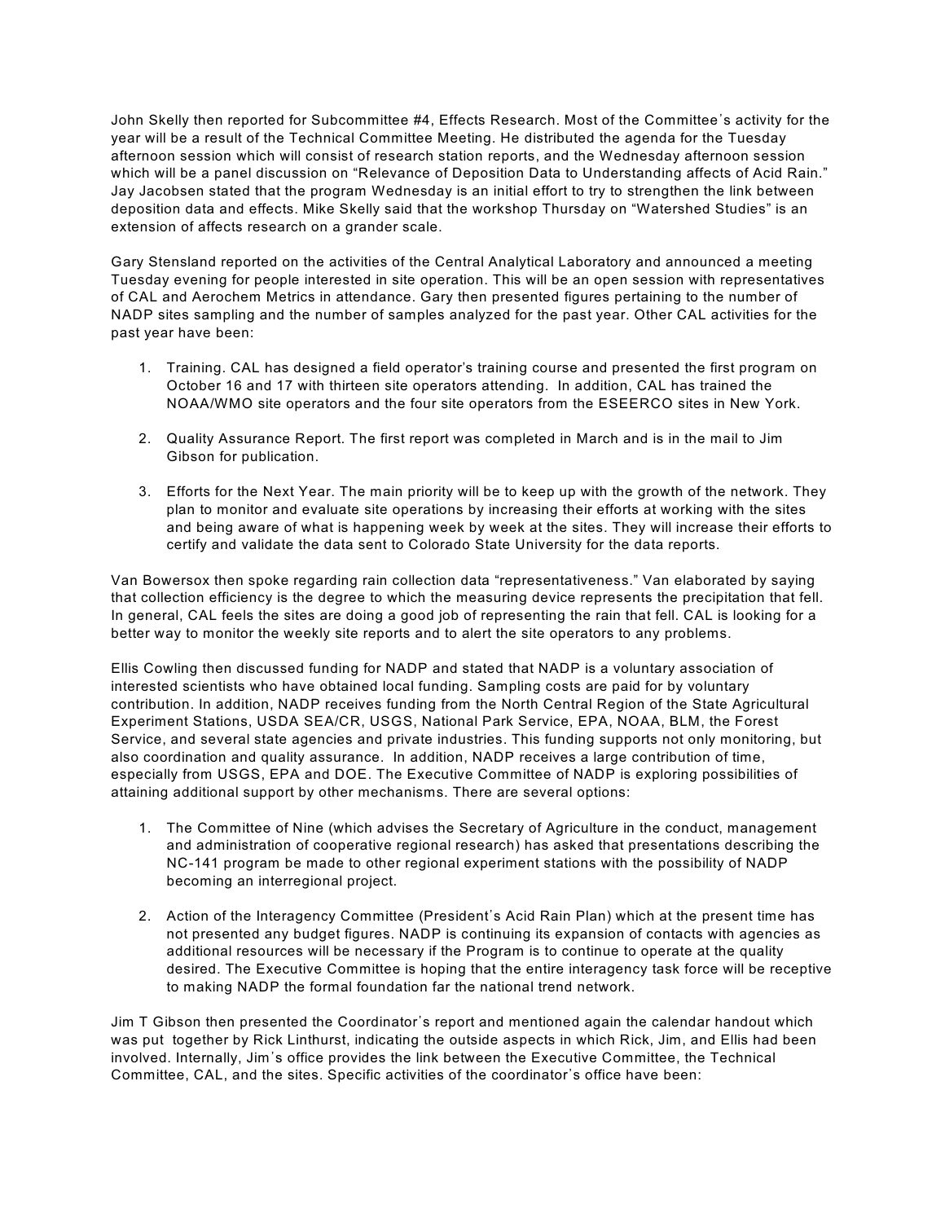John Skelly then reported for Subcommittee #4, Effects Research. Most of the Committee's activity for the year will be a result of the Technical Committee Meeting. He distributed the agenda for the Tuesday afternoon session which will consist of research station reports, and the Wednesday afternoon session which will be a panel discussion on "Relevance of Deposition Data to Understanding affects of Acid Rain." Jay Jacobsen stated that the program Wednesday is an initial effort to try to strengthen the link between deposition data and effects. Mike Skelly said that the workshop Thursday on "Watershed Studies" is an extension of affects research on a grander scale.

Gary Stensland reported on the activities of the Central Analytical Laboratory and announced a meeting Tuesday evening for people interested in site operation. This will be an open session with representatives of CAL and Aerochem Metrics in attendance. Gary then presented figures pertaining to the number of NADP sites sampling and the number of samples analyzed for the past year. Other CAL activities for the past year have been:

1. Training. CAL has designed a field operator's training course and presented the first program on October 16 and 17 with thirteen site operators attending. In addition, CAL has trained the NOAA/WMO site operators and the four site operators from the ESEERCO sites in New York.

2. Quality Assurance Report. The first report was completed in March and is in the mail to Jim Gibson for publication.

3. Efforts for the Next Year. The main priority will be to keep up with the growth of the network. They plan to monitor and evaluate site operations by increasing their efforts at working with the sites and being aware of what is happening week by week at the sites. They will increase their efforts to certify and validate the data sent to Colorado State University for the data reports.

Van Bowersox then spoke regarding rain collection data "representativeness." Van elaborated by saying that collection efficiency is the degree to which the measuring device represents the precipitation that fell. In general, CAL feels the sites are doing a good job of representing the rain that fell. CAL is looking for a better way to monitor the weekly site reports and to alert the site operators to any problems.

Ellis Cowling then discussed funding for NADP and stated that NADP is a voluntary association of interested scientists who have obtained local funding. Sampling costs are paid for by voluntary contribution. In addition, NADP receives funding from the North Central Region of the State Agricultural Experiment Stations, USDA SEA/CR, USGS, National Park Service, EPA, NOAA, BLM, the Forest Service, and several state agencies and private industries. This funding supports not only monitoring, but also coordination and quality assurance. In addition, NADP receives a large contribution of time, especially from USGS, EPA and DOE. The Executive Committee of NADP is exploring possibilities of attaining additional support by other mechanisms. There are several options:

1. The Committee of Nine (which advises the Secretary of Agriculture in the conduct, management and administration of cooperative regional research) has asked that presentations describing the NC-141 program be made to other regional experiment stations with the possibility of NADP becoming an interregional project.

2. Action of the Interagency Committee (President's Acid Rain Plan) which at the present time has not presented any budget figures. NADP is continuing its expansion of contacts with agencies as additional resources will be necessary if the Program is to continue to operate at the quality desired. The Executive Committee is hoping that the entire interagency task force will be receptive to making NADP the formal foundation far the national trend network.

Jim T Gibson then presented the Coordinator's report and mentioned again the calendar handout which was put together by Rick Linthurst, indicating the outside aspects in which Rick, Jim, and Ellis had been involved. Internally, Jim's office provides the link between the Executive Committee, the Technical Committee, CAL, and the sites. Specific activities of the coordinator's office have been: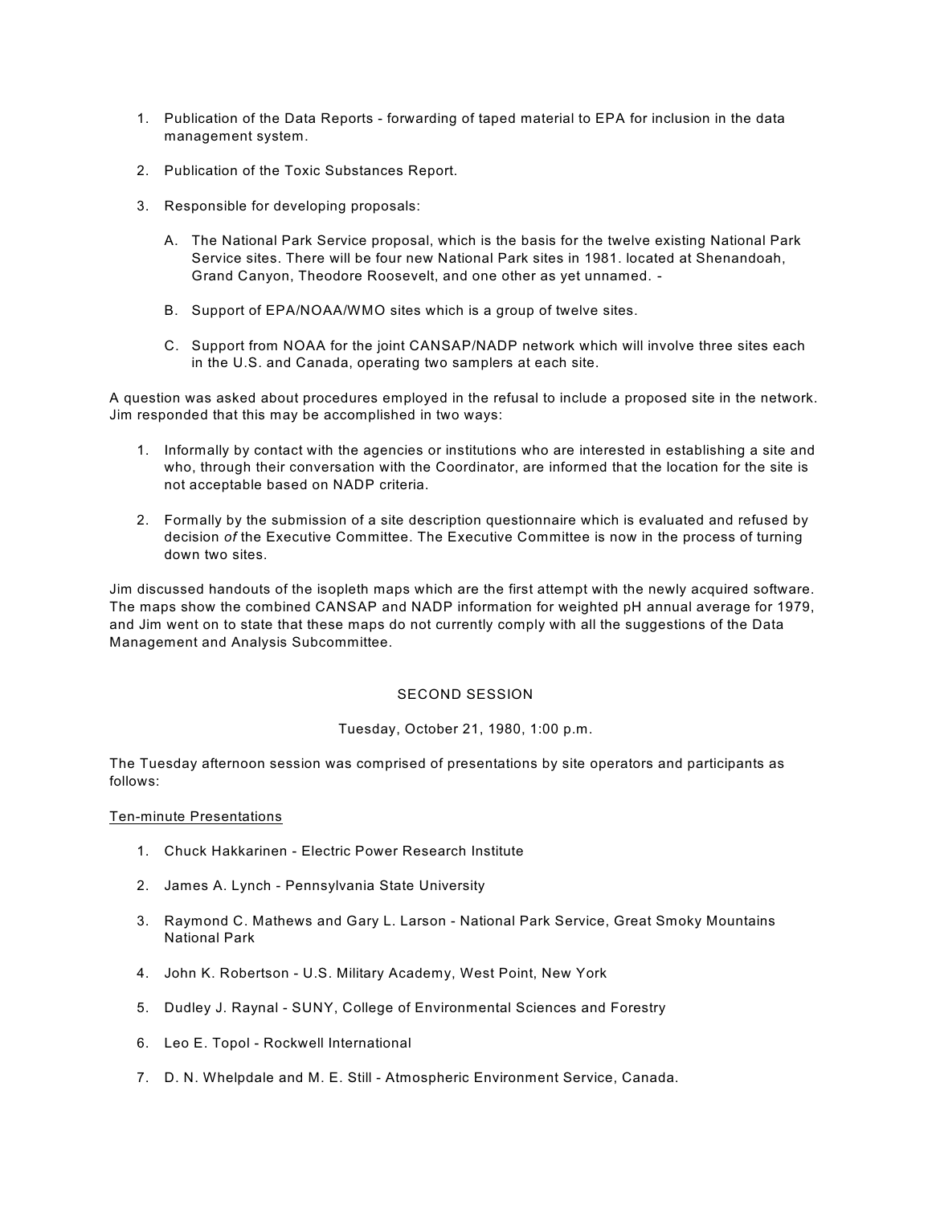1. Publication of the Data Reports - forwarding of taped material to EPA for inclusion in the data management system.

2. Publication of the Toxic Substances Report.

3. Responsible for developing proposals:

   A. The National Park Service proposal, which is the basis for the twelve existing National Park Service sites. There will be four new National Park sites in 1981. located at Shenandoah, Grand Canyon, Theodore Roosevelt, and one other as yet unnamed. -

   B. Support of EPA/NOAA/WMO sites which is a group of twelve sites.

   C. Support from NOAA for the joint CANSAP/NADP network which will involve three sites each in the U.S. and Canada, operating two samplers at each site.

A question was asked about procedures employed in the refusal to include a proposed site in the network. Jim responded that this may be accomplished in two ways:

1. Informally by contact with the agencies or institutions who are interested in establishing a site and who, through their conversation with the Coordinator, are informed that the location for the site is not acceptable based on NADP criteria.

2. Formally by the submission of a site description questionnaire which is evaluated and refused by decision *of* the Executive Committee. The Executive Committee is now in the process of turning down two sites.

Jim discussed handouts of the isopleth maps which are the first attempt with the newly acquired software. The maps show the combined CANSAP and NADP information for weighted pH annual average for 1979, and Jim went on to state that these maps do not currently comply with all the suggestions of the Data Management and Analysis Subcommittee.

## SECOND SESSION

Tuesday, October 21, 1980, 1:00 p.m.

The Tuesday afternoon session was comprised of presentations by site operators and participants as follows:

<u>Ten-minute Presentations</u>

1. Chuck Hakkarinen - Electric Power Research Institute

2. James A. Lynch - Pennsylvania State University

3. Raymond C. Mathews and Gary L. Larson - National Park Service, Great Smoky Mountains National Park

4. John K. Robertson - U.S. Military Academy, West Point, New York

5. Dudley J. Raynal - SUNY, College of Environmental Sciences and Forestry

6. Leo E. Topol - Rockwell International

7. D. N. Whelpdale and M. E. Still - Atmospheric Environment Service, Canada.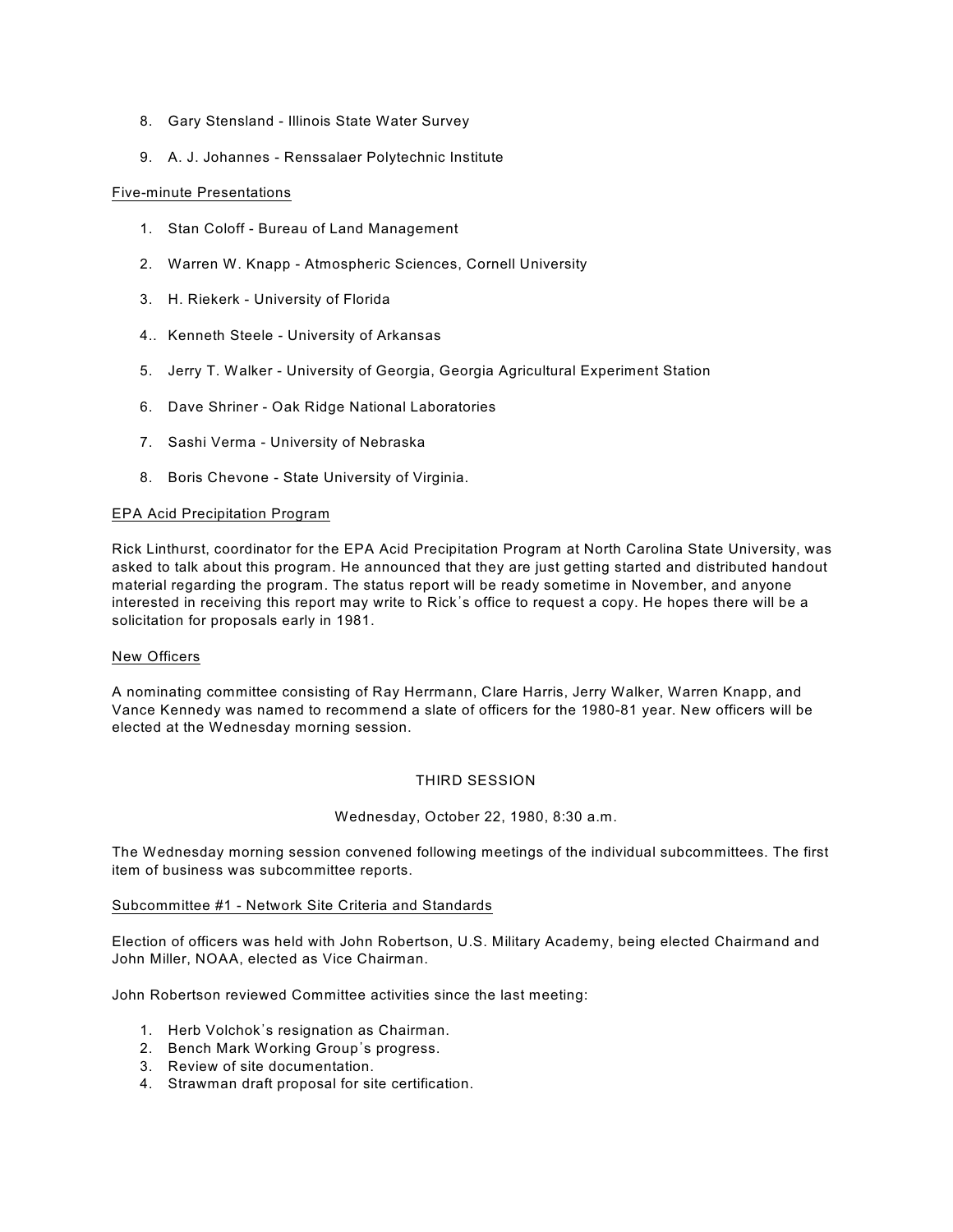8. Gary Stensland - Illinois State Water Survey

9. A. J. Johannes - Renssalaer Polytechnic Institute

Five-minute Presentations

1. Stan Coloff - Bureau of Land Management

2. Warren W. Knapp - Atmospheric Sciences, Cornell University

3. H. Riekerk - University of Florida

4.. Kenneth Steele - University of Arkansas

5. Jerry T. Walker - University of Georgia, Georgia Agricultural Experiment Station

6. Dave Shriner - Oak Ridge National Laboratories

7. Sashi Verma - University of Nebraska

8. Boris Chevone - State University of Virginia.

EPA Acid Precipitation Program

Rick Linthurst, coordinator for the EPA Acid Precipitation Program at North Carolina State University, was asked to talk about this program. He announced that they are just getting started and distributed handout material regarding the program. The status report will be ready sometime in November, and anyone interested in receiving this report may write to Rick's office to request a copy. He hopes there will be a solicitation for proposals early in 1981.

New Officers

A nominating committee consisting of Ray Herrmann, Clare Harris, Jerry Walker, Warren Knapp, and Vance Kennedy was named to recommend a slate of officers for the 1980-81 year. New officers will be elected at the Wednesday morning session.

## THIRD SESSION

Wednesday, October 22, 1980, 8:30 a.m.

The Wednesday morning session convened following meetings of the individual subcommittees. The first item of business was subcommittee reports.

Subcommittee #1 - Network Site Criteria and Standards

Election of officers was held with John Robertson, U.S. Military Academy, being elected Chairmand and John Miller, NOAA, elected as Vice Chairman.

John Robertson reviewed Committee activities since the last meeting:

1. Herb Volchok's resignation as Chairman.
2. Bench Mark Working Group's progress.
3. Review of site documentation.
4. Strawman draft proposal for site certification.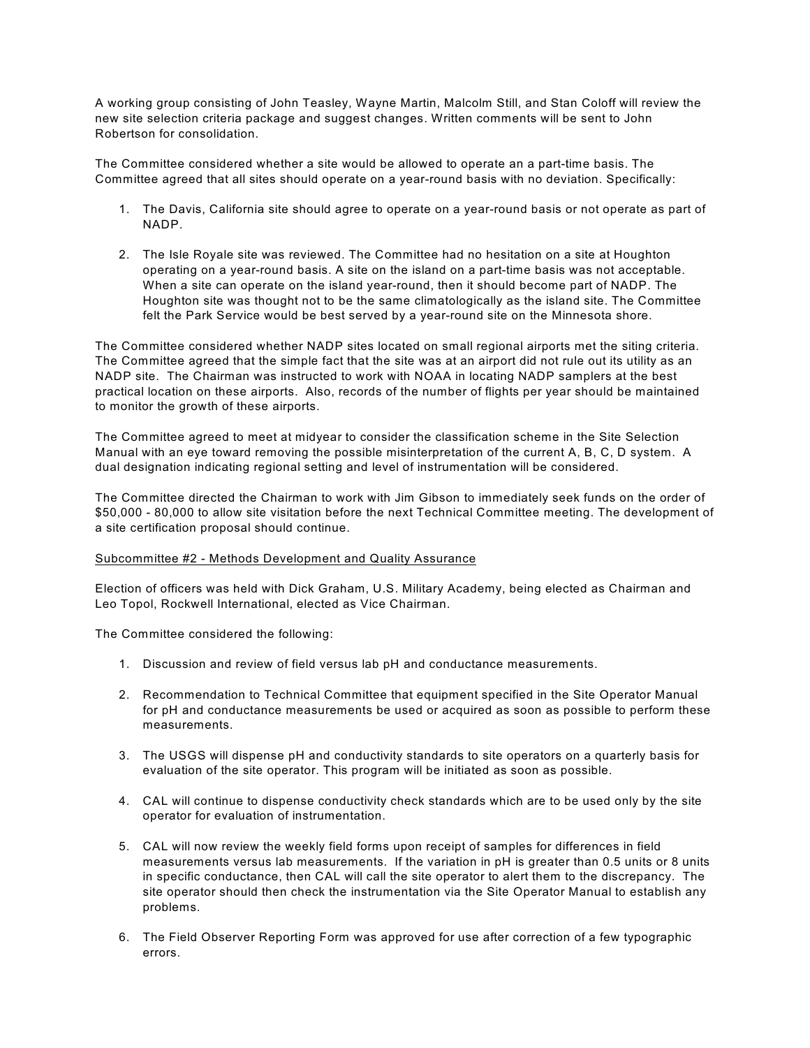A working group consisting of John Teasley, Wayne Martin, Malcolm Still, and Stan Coloff will review the new site selection criteria package and suggest changes. Written comments will be sent to John Robertson for consolidation.

The Committee considered whether a site would be allowed to operate an a part-time basis. The Committee agreed that all sites should operate on a year-round basis with no deviation. Specifically:

1. The Davis, California site should agree to operate on a year-round basis or not operate as part of NADP.

2. The Isle Royale site was reviewed. The Committee had no hesitation on a site at Houghton operating on a year-round basis. A site on the island on a part-time basis was not acceptable. When a site can operate on the island year-round, then it should become part of NADP. The Houghton site was thought not to be the same climatologically as the island site. The Committee felt the Park Service would be best served by a year-round site on the Minnesota shore.

The Committee considered whether NADP sites located on small regional airports met the siting criteria. The Committee agreed that the simple fact that the site was at an airport did not rule out its utility as an NADP site. The Chairman was instructed to work with NOAA in locating NADP samplers at the best practical location on these airports. Also, records of the number of flights per year should be maintained to monitor the growth of these airports.

The Committee agreed to meet at midyear to consider the classification scheme in the Site Selection Manual with an eye toward removing the possible misinterpretation of the current A, B, C, D system. A dual designation indicating regional setting and level of instrumentation will be considered.

The Committee directed the Chairman to work with Jim Gibson to immediately seek funds on the order of $50,000 - 80,000 to allow site visitation before the next Technical Committee meeting. The development of a site certification proposal should continue.

<u>Subcommittee #2 - Methods Development and Quality Assurance</u>

Election of officers was held with Dick Graham, U.S. Military Academy, being elected as Chairman and Leo Topol, Rockwell International, elected as Vice Chairman.

The Committee considered the following:

1. Discussion and review of field versus lab pH and conductance measurements.

2. Recommendation to Technical Committee that equipment specified in the Site Operator Manual for pH and conductance measurements be used or acquired as soon as possible to perform these measurements.

3. The USGS will dispense pH and conductivity standards to site operators on a quarterly basis for evaluation of the site operator. This program will be initiated as soon as possible.

4. CAL will continue to dispense conductivity check standards which are to be used only by the site operator for evaluation of instrumentation.

5. CAL will now review the weekly field forms upon receipt of samples for differences in field measurements versus lab measurements. If the variation in pH is greater than 0.5 units or 8 units in specific conductance, then CAL will call the site operator to alert them to the discrepancy. The site operator should then check the instrumentation via the Site Operator Manual to establish any problems.

6. The Field Observer Reporting Form was approved for use after correction of a few typographic errors.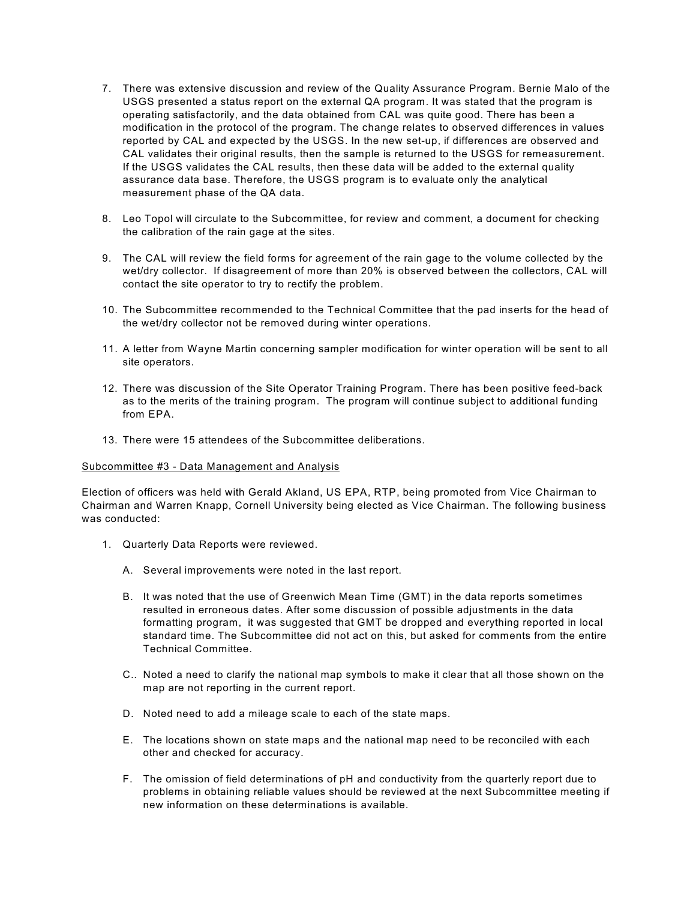7. There was extensive discussion and review of the Quality Assurance Program. Bernie Malo of the USGS presented a status report on the external QA program. It was stated that the program is operating satisfactorily, and the data obtained from CAL was quite good. There has been a modification in the protocol of the program. The change relates to observed differences in values reported by CAL and expected by the USGS. In the new set-up, if differences are observed and CAL validates their original results, then the sample is returned to the USGS for remeasurement. If the USGS validates the CAL results, then these data will be added to the external quality assurance data base. Therefore, the USGS program is to evaluate only the analytical measurement phase of the QA data.

8. Leo Topol will circulate to the Subcommittee, for review and comment, a document for checking the calibration of the rain gage at the sites.

9. The CAL will review the field forms for agreement of the rain gage to the volume collected by the wet/dry collector. If disagreement of more than 20% is observed between the collectors, CAL will contact the site operator to try to rectify the problem.

10. The Subcommittee recommended to the Technical Committee that the pad inserts for the head of the wet/dry collector not be removed during winter operations.

11. A letter from Wayne Martin concerning sampler modification for winter operation will be sent to all site operators.

12. There was discussion of the Site Operator Training Program. There has been positive feed-back as to the merits of the training program. The program will continue subject to additional funding from EPA.

13. There were 15 attendees of the Subcommittee deliberations.

<u>Subcommittee #3 - Data Management and Analysis</u>

Election of officers was held with Gerald Akland, US EPA, RTP, being promoted from Vice Chairman to Chairman and Warren Knapp, Cornell University being elected as Vice Chairman. The following business was conducted:

1. Quarterly Data Reports were reviewed.

   A. Several improvements were noted in the last report.

   B. It was noted that the use of Greenwich Mean Time (GMT) in the data reports sometimes resulted in erroneous dates. After some discussion of possible adjustments in the data formatting program, it was suggested that GMT be dropped and everything reported in local standard time. The Subcommittee did not act on this, but asked for comments from the entire Technical Committee.

   C.. Noted a need to clarify the national map symbols to make it clear that all those shown on the map are not reporting in the current report.

   D. Noted need to add a mileage scale to each of the state maps.

   E. The locations shown on state maps and the national map need to be reconciled with each other and checked for accuracy.

   F. The omission of field determinations of pH and conductivity from the quarterly report due to problems in obtaining reliable values should be reviewed at the next Subcommittee meeting if new information on these determinations is available.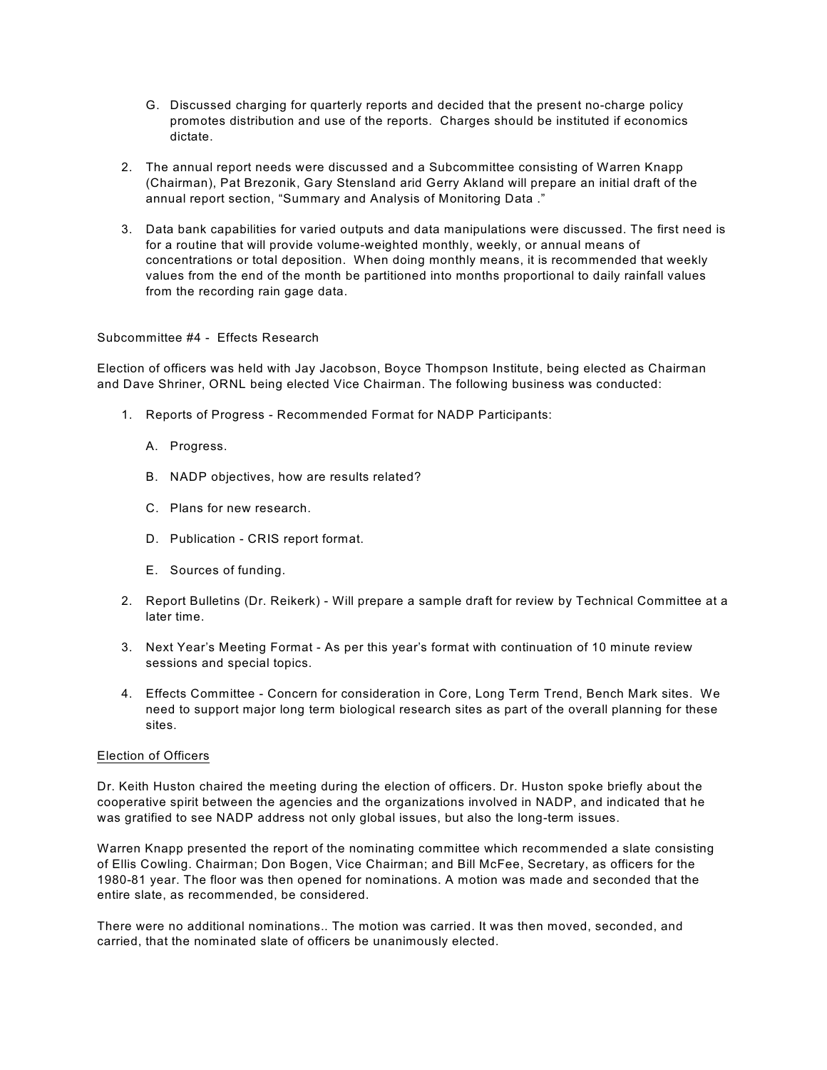G. Discussed charging for quarterly reports and decided that the present no-charge policy promotes distribution and use of the reports. Charges should be instituted if economics dictate.

2. The annual report needs were discussed and a Subcommittee consisting of Warren Knapp (Chairman), Pat Brezonik, Gary Stensland arid Gerry Akland will prepare an initial draft of the annual report section, "Summary and Analysis of Monitoring Data ."

3. Data bank capabilities for varied outputs and data manipulations were discussed. The first need is for a routine that will provide volume-weighted monthly, weekly, or annual means of concentrations or total deposition. When doing monthly means, it is recommended that weekly values from the end of the month be partitioned into months proportional to daily rainfall values from the recording rain gage data.

Subcommittee #4 - Effects Research

Election of officers was held with Jay Jacobson, Boyce Thompson Institute, being elected as Chairman and Dave Shriner, ORNL being elected Vice Chairman. The following business was conducted:

1. Reports of Progress - Recommended Format for NADP Participants:

   A. Progress.

   B. NADP objectives, how are results related?

   C. Plans for new research.

   D. Publication - CRIS report format.

   E. Sources of funding.

2. Report Bulletins (Dr. Reikerk) - Will prepare a sample draft for review by Technical Committee at a later time.

3. Next Year's Meeting Format - As per this year's format with continuation of 10 minute review sessions and special topics.

4. Effects Committee - Concern for consideration in Core, Long Term Trend, Bench Mark sites. We need to support major long term biological research sites as part of the overall planning for these sites.

<u>Election of Officers</u>

Dr. Keith Huston chaired the meeting during the election of officers. Dr. Huston spoke briefly about the cooperative spirit between the agencies and the organizations involved in NADP, and indicated that he was gratified to see NADP address not only global issues, but also the long-term issues.

Warren Knapp presented the report of the nominating committee which recommended a slate consisting of Ellis Cowling. Chairman; Don Bogen, Vice Chairman; and Bill McFee, Secretary, as officers for the 1980-81 year. The floor was then opened for nominations. A motion was made and seconded that the entire slate, as recommended, be considered.

There were no additional nominations.. The motion was carried. It was then moved, seconded, and carried, that the nominated slate of officers be unanimously elected.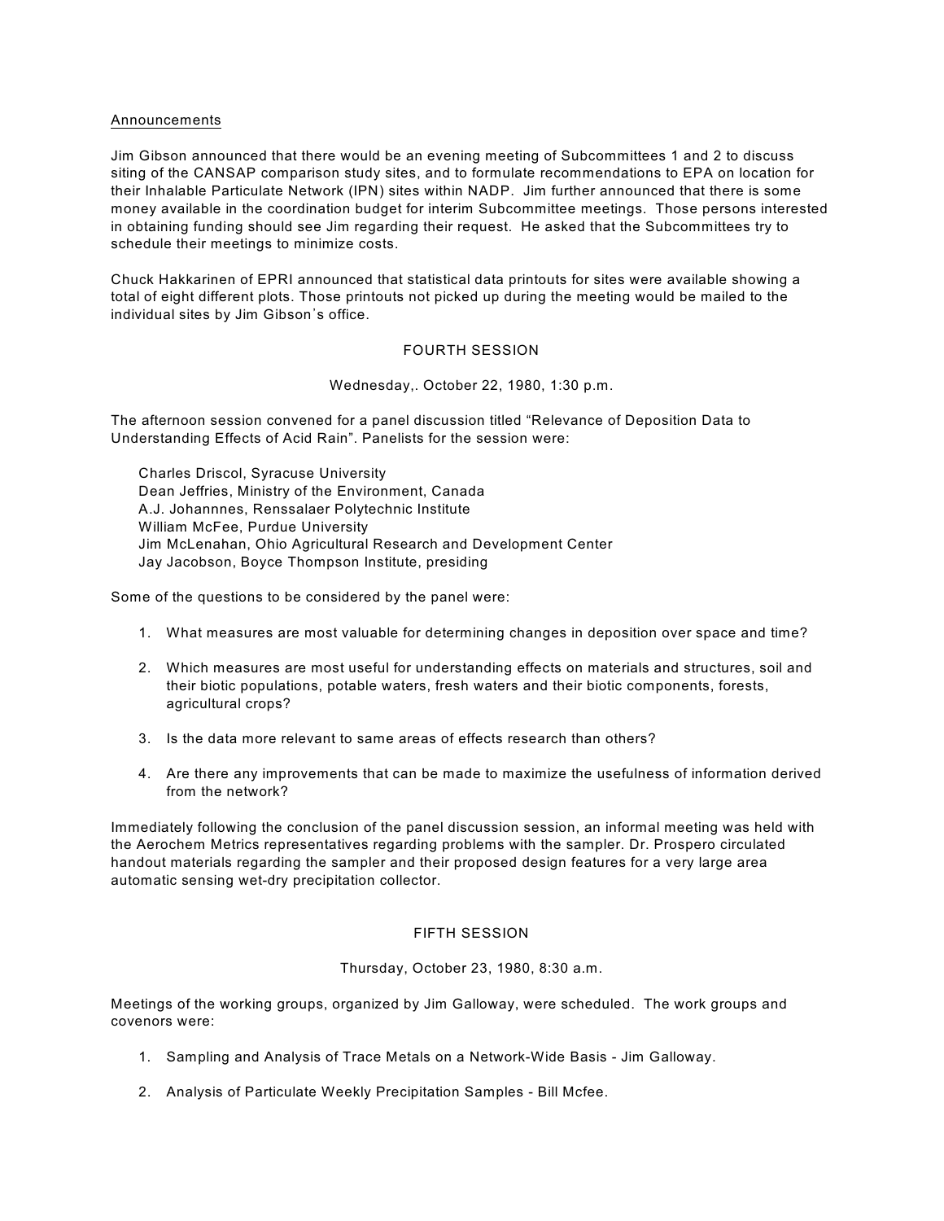Announcements

Jim Gibson announced that there would be an evening meeting of Subcommittees 1 and 2 to discuss siting of the CANSAP comparison study sites, and to formulate recommendations to EPA on location for their Inhalable Particulate Network (IPN) sites within NADP. Jim further announced that there is some money available in the coordination budget for interim Subcommittee meetings. Those persons interested in obtaining funding should see Jim regarding their request. He asked that the Subcommittees try to schedule their meetings to minimize costs.

Chuck Hakkarinen of EPRI announced that statistical data printouts for sites were available showing a total of eight different plots. Those printouts not picked up during the meeting would be mailed to the individual sites by Jim Gibson's office.

## FOURTH SESSION

Wednesday,. October 22, 1980, 1:30 p.m.

The afternoon session convened for a panel discussion titled "Relevance of Deposition Data to Understanding Effects of Acid Rain". Panelists for the session were:

Charles Driscol, Syracuse University
Dean Jeffries, Ministry of the Environment, Canada
A.J. Johannnes, Renssalaer Polytechnic Institute
William McFee, Purdue University
Jim McLenahan, Ohio Agricultural Research and Development Center
Jay Jacobson, Boyce Thompson Institute, presiding

Some of the questions to be considered by the panel were:

1. What measures are most valuable for determining changes in deposition over space and time?
2. Which measures are most useful for understanding effects on materials and structures, soil and their biotic populations, potable waters, fresh waters and their biotic components, forests, agricultural crops?
3. Is the data more relevant to same areas of effects research than others?
4. Are there any improvements that can be made to maximize the usefulness of information derived from the network?

Immediately following the conclusion of the panel discussion session, an informal meeting was held with the Aerochem Metrics representatives regarding problems with the sampler. Dr. Prospero circulated handout materials regarding the sampler and their proposed design features for a very large area automatic sensing wet-dry precipitation collector.

## FIFTH SESSION

Thursday, October 23, 1980, 8:30 a.m.

Meetings of the working groups, organized by Jim Galloway, were scheduled. The work groups and covenors were:

1. Sampling and Analysis of Trace Metals on a Network-Wide Basis - Jim Galloway.
2. Analysis of Particulate Weekly Precipitation Samples - Bill Mcfee.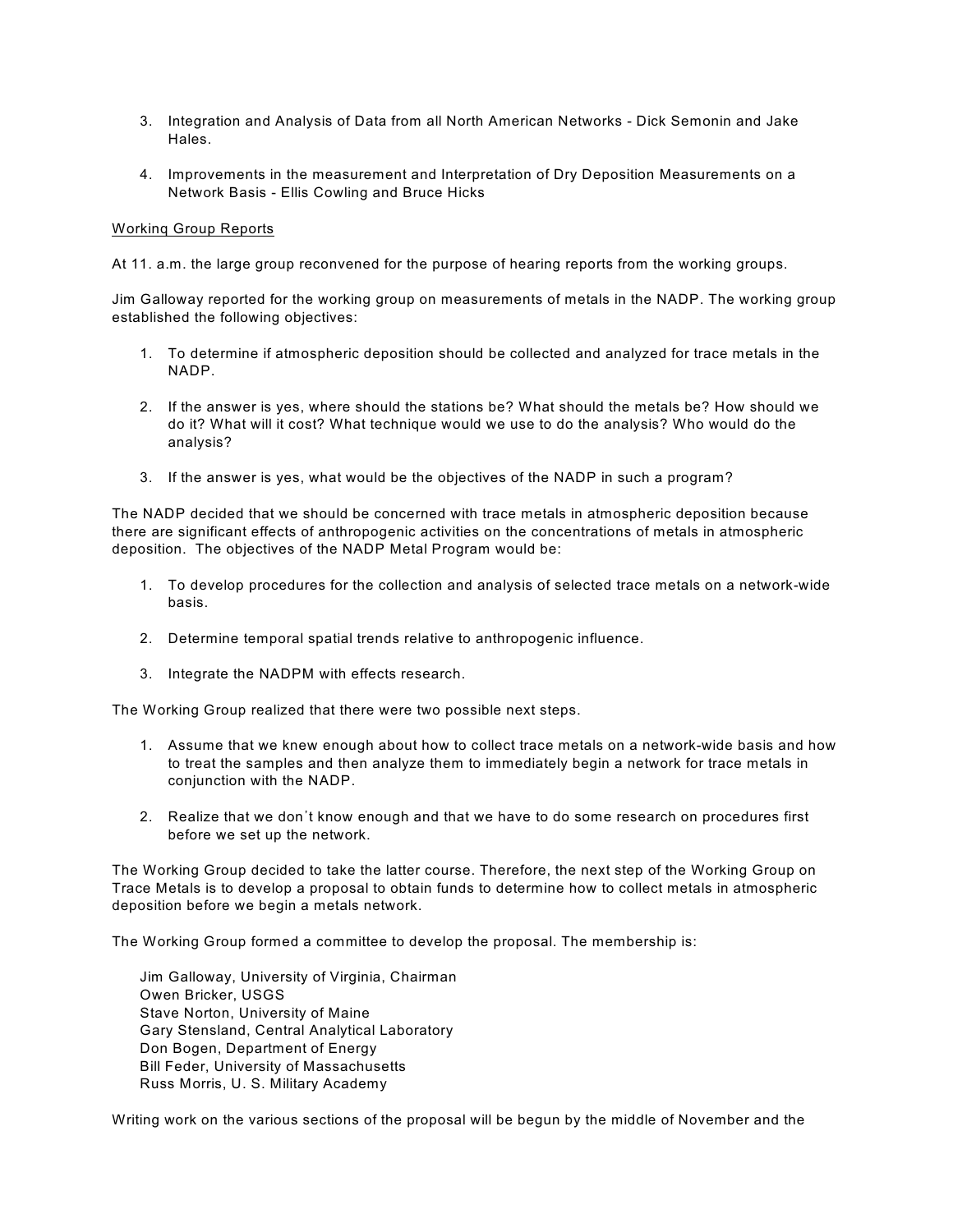3. Integration and Analysis of Data from all North American Networks - Dick Semonin and Jake Hales.

4. Improvements in the measurement and Interpretation of Dry Deposition Measurements on a Network Basis - Ellis Cowling and Bruce Hicks

Workinq Group Reports

At 11. a.m. the large group reconvened for the purpose of hearing reports from the working groups.

Jim Galloway reported for the working group on measurements of metals in the NADP. The working group established the following objectives:

1. To determine if atmospheric deposition should be collected and analyzed for trace metals in the NADP.

2. If the answer is yes, where should the stations be? What should the metals be? How should we do it? What will it cost? What technique would we use to do the analysis? Who would do the analysis?

3. If the answer is yes, what would be the objectives of the NADP in such a program?

The NADP decided that we should be concerned with trace metals in atmospheric deposition because there are significant effects of anthropogenic activities on the concentrations of metals in atmospheric deposition. The objectives of the NADP Metal Program would be:

1. To develop procedures for the collection and analysis of selected trace metals on a network-wide basis.

2. Determine temporal spatial trends relative to anthropogenic influence.

3. Integrate the NADPM with effects research.

The Working Group realized that there were two possible next steps.

1. Assume that we knew enough about how to collect trace metals on a network-wide basis and how to treat the samples and then analyze them to immediately begin a network for trace metals in conjunction with the NADP.

2. Realize that we don't know enough and that we have to do some research on procedures first before we set up the network.

The Working Group decided to take the latter course. Therefore, the next step of the Working Group on Trace Metals is to develop a proposal to obtain funds to determine how to collect metals in atmospheric deposition before we begin a metals network.

The Working Group formed a committee to develop the proposal. The membership is:

Jim Galloway, University of Virginia, Chairman
Owen Bricker, USGS
Stave Norton, University of Maine
Gary Stensland, Central Analytical Laboratory
Don Bogen, Department of Energy
Bill Feder, University of Massachusetts
Russ Morris, U. S. Military Academy

Writing work on the various sections of the proposal will be begun by the middle of November and the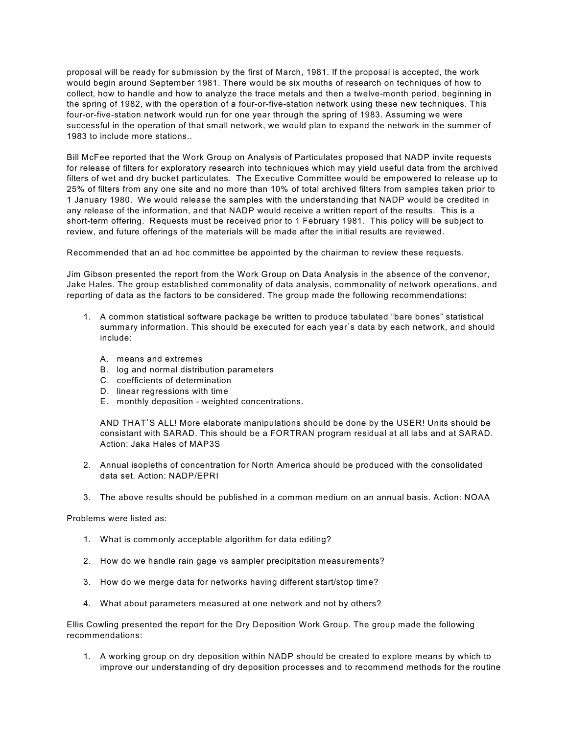proposal will be ready for submission by the first of March, 1981. If the proposal is accepted, the work would begin around September 1981. There would be six mouths of research on techniques of how to collect, how to handle and how to analyze the trace metals and then a twelve-month period, beginning in the spring of 1982, with the operation of a four-or-five-station network using these new techniques. This four-or-five-station network would run for one year through the spring of 1983. Assuming we were successful in the operation of that small network, we would plan to expand the network in the summer of 1983 to include more stations..

Bill McFee reported that the Work Group on Analysis of Particulates proposed that NADP invite requests for release of filters for exploratory research into techniques which may yield useful data from the archived filters of wet and dry bucket particulates. The Executive Committee would be empowered to release up to 25% of filters from any one site and no more than 10% of total archived filters from samples taken prior to 1 January 1980. We would release the samples with the understanding that NADP would be credited in any release of the information, and that NADP would receive a written report of the results. This is a short-term offering. Requests must be received prior to 1 February 1981. This policy will be subject to review, and future offerings of the materials will be made after the initial results are reviewed.

Recommended that an ad hoc committee be appointed by the chairman to review these requests.

Jim Gibson presented the report from the Work Group on Data Analysis in the absence of the convenor, Jake Hales. The group established commonality of data analysis, commonality of network operations, and reporting of data as the factors to be considered. The group made the following recommendations:

1. A common statistical software package be written to produce tabulated "bare bones" statistical summary information. This should be executed for each year's data by each network, and should include:

   A. means and extremes
   B. log and normal distribution parameters
   C. coefficients of determination
   D. linear regressions with time
   E. monthly deposition - weighted concentrations.

   AND THAT'S ALL! More elaborate manipulations should be done by the USER! Units should be consistant with SARAD. This should be a FORTRAN program residual at all labs and at SARAD. Action: Jaka Hales of MAP3S

2. Annual isopleths of concentration for North America should be produced with the consolidated data set. Action: NADP/EPRI

3. The above results should be published in a common medium on an annual basis. Action: NOAA

Problems were listed as:

1. What is commonly acceptable algorithm for data editing?

2. How do we handle rain gage vs sampler precipitation measurements?

3. How do we merge data for networks having different start/stop time?

4. What about parameters measured at one network and not by others?

Ellis Cowling presented the report for the Dry Deposition Work Group. The group made the following recommendations:

1. A working group on dry deposition within NADP should be created to explore means by which to improve our understanding of dry deposition processes and to recommend methods for the routine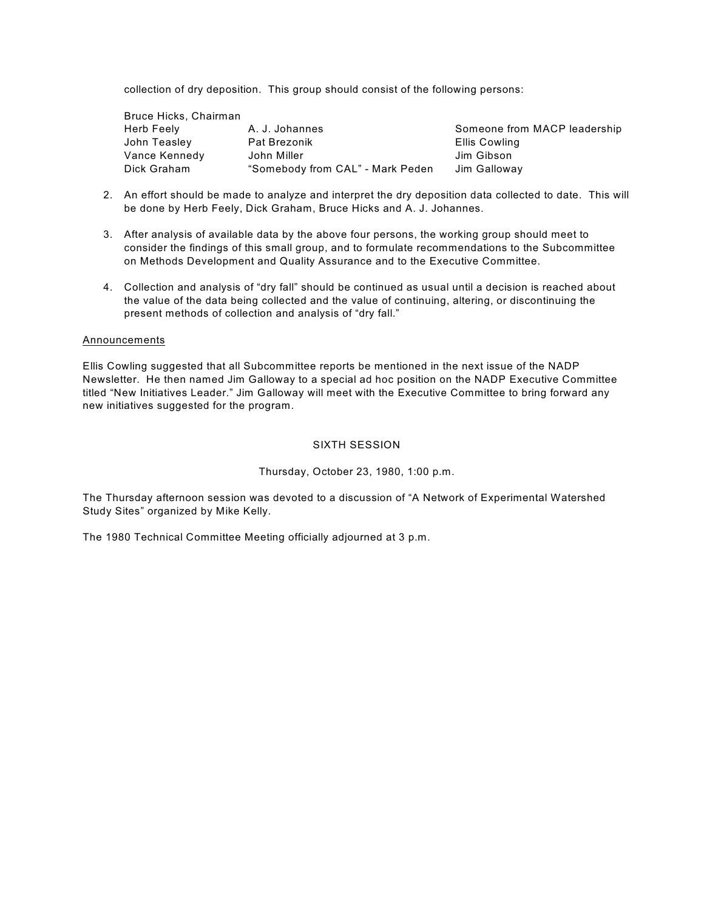collection of dry deposition. This group should consist of the following persons:

Bruce Hicks, Chairman

| | | |
|---|---|---|
| Herb Feely | A. J. Johannes | Someone from MACP leadership |
| John Teasley | Pat Brezonik | Ellis Cowling |
| Vance Kennedy | John Miller | Jim Gibson |
| Dick Graham | "Somebody from CAL" - Mark Peden | Jim Galloway |

2. An effort should be made to analyze and interpret the dry deposition data collected to date. This will be done by Herb Feely, Dick Graham, Bruce Hicks and A. J. Johannes.

3. After analysis of available data by the above four persons, the working group should meet to consider the findings of this small group, and to formulate recommendations to the Subcommittee on Methods Development and Quality Assurance and to the Executive Committee.

4. Collection and analysis of "dry fall" should be continued as usual until a decision is reached about the value of the data being collected and the value of continuing, altering, or discontinuing the present methods of collection and analysis of "dry fall."

<u>Announcements</u>

Ellis Cowling suggested that all Subcommittee reports be mentioned in the next issue of the NADP Newsletter. He then named Jim Galloway to a special ad hoc position on the NADP Executive Committee titled "New Initiatives Leader." Jim Galloway will meet with the Executive Committee to bring forward any new initiatives suggested for the program.

## SIXTH SESSION

Thursday, October 23, 1980, 1:00 p.m.

The Thursday afternoon session was devoted to a discussion of "A Network of Experimental Watershed Study Sites" organized by Mike Kelly.

The 1980 Technical Committee Meeting officially adjourned at 3 p.m.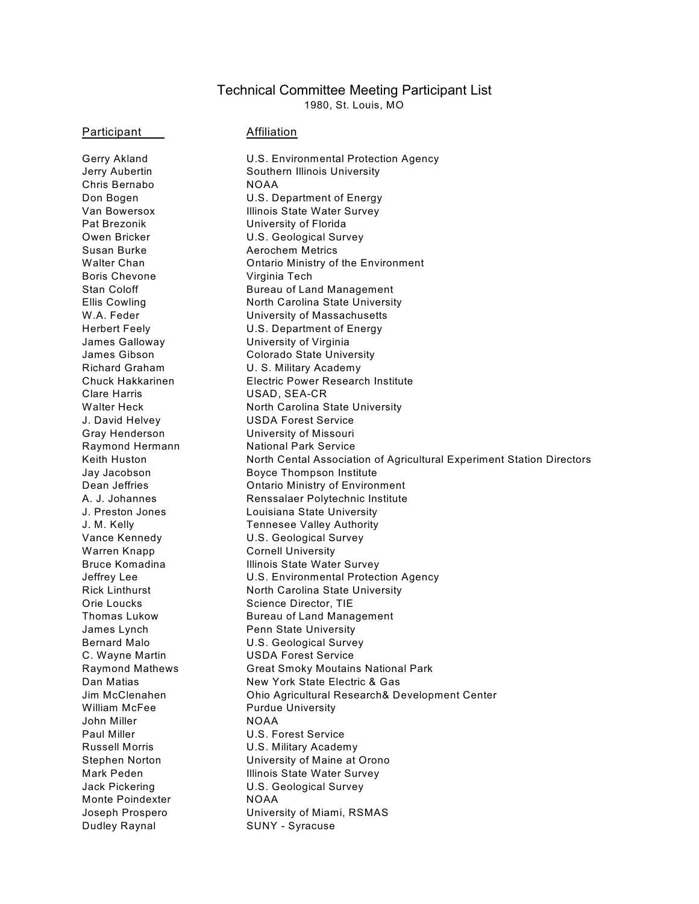# Technical Committee Meeting Participant List

1980, St. Louis, MO

| Participant | Affiliation |
|---|---|
| Gerry Akland | U.S. Environmental Protection Agency |
| Jerry Aubertin | Southern Illinois University |
| Chris Bernabo | NOAA |
| Don Bogen | U.S. Department of Energy |
| Van Bowersox | Illinois State Water Survey |
| Pat Brezonik | University of Florida |
| Owen Bricker | U.S. Geological Survey |
| Susan Burke | Aerochem Metrics |
| Walter Chan | Ontario Ministry of the Environment |
| Boris Chevone | Virginia Tech |
| Stan Coloff | Bureau of Land Management |
| Ellis Cowling | North Carolina State University |
| W.A. Feder | University of Massachusetts |
| Herbert Feely | U.S. Department of Energy |
| James Galloway | University of Virginia |
| James Gibson | Colorado State University |
| Richard Graham | U. S. Military Academy |
| Chuck Hakkarinen | Electric Power Research Institute |
| Clare Harris | USAD, SEA-CR |
| Walter Heck | North Carolina State University |
| J. David Helvey | USDA Forest Service |
| Gray Henderson | University of Missouri |
| Raymond Hermann | National Park Service |
| Keith Huston | North Cental Association of Agricultural Experiment Station Directors |
| Jay Jacobson | Boyce Thompson Institute |
| Dean Jeffries | Ontario Ministry of Environment |
| A. J. Johannes | Renssalaer Polytechnic Institute |
| J. Preston Jones | Louisiana State University |
| J. M. Kelly | Tennesee Valley Authority |
| Vance Kennedy | U.S. Geological Survey |
| Warren Knapp | Cornell University |
| Bruce Komadina | Illinois State Water Survey |
| Jeffrey Lee | U.S. Environmental Protection Agency |
| Rick Linthurst | North Carolina State University |
| Orie Loucks | Science Director, TIE |
| Thomas Lukow | Bureau of Land Management |
| James Lynch | Penn State University |
| Bernard Malo | U.S. Geological Survey |
| C. Wayne Martin | USDA Forest Service |
| Raymond Mathews | Great Smoky Moutains National Park |
| Dan Matias | New York State Electric & Gas |
| Jim McClenahen | Ohio Agricultural Research& Development Center |
| William McFee | Purdue University |
| John Miller | NOAA |
| Paul Miller | U.S. Forest Service |
| Russell Morris | U.S. Military Academy |
| Stephen Norton | University of Maine at Orono |
| Mark Peden | Illinois State Water Survey |
| Jack Pickering | U.S. Geological Survey |
| Monte Poindexter | NOAA |
| Joseph Prospero | University of Miami, RSMAS |
| Dudley Raynal | SUNY - Syracuse |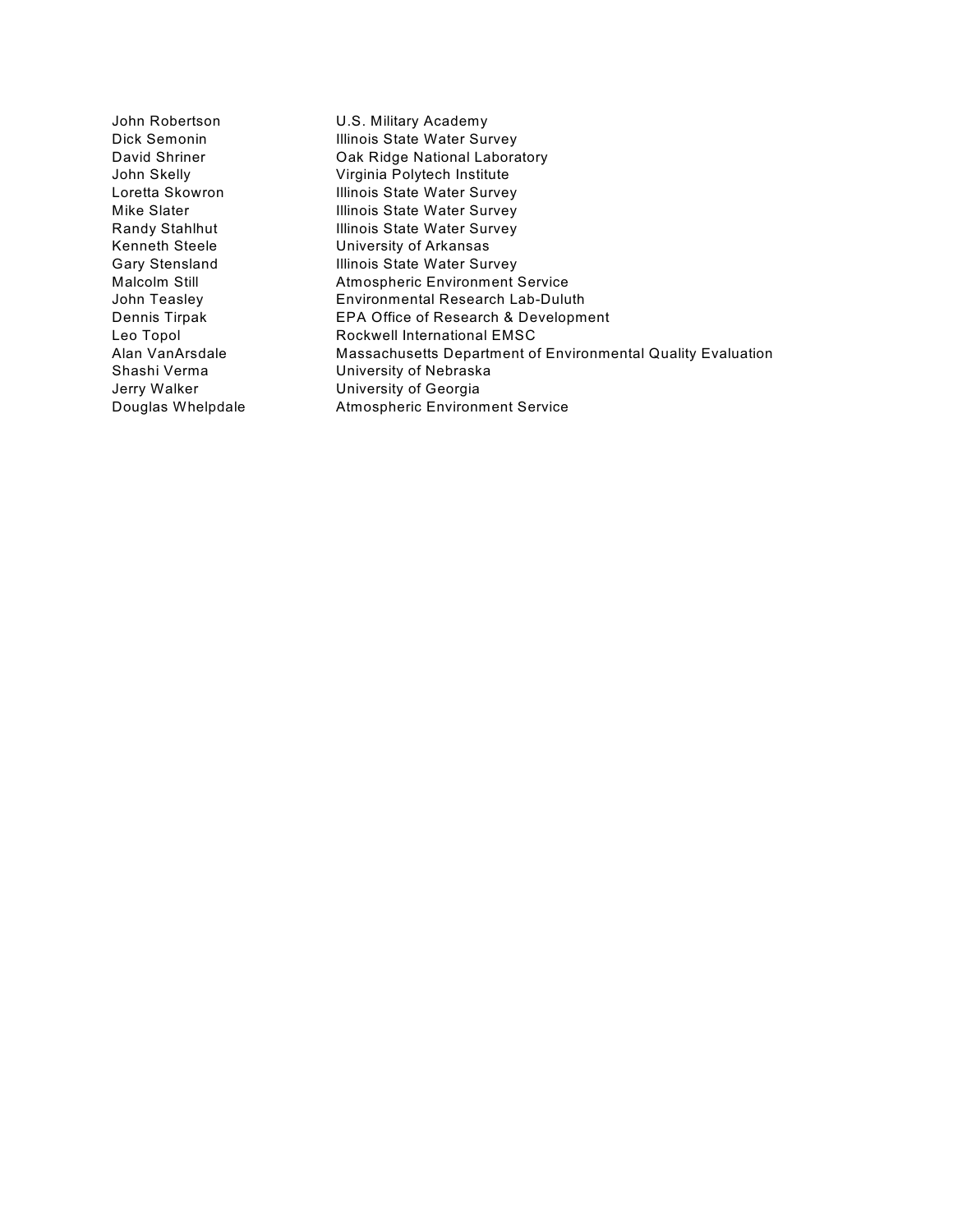| | |
|---|---|
| John Robertson | U.S. Military Academy |
| Dick Semonin | Illinois State Water Survey |
| David Shriner | Oak Ridge National Laboratory |
| John Skelly | Virginia Polytech Institute |
| Loretta Skowron | Illinois State Water Survey |
| Mike Slater | Illinois State Water Survey |
| Randy Stahlhut | Illinois State Water Survey |
| Kenneth Steele | University of Arkansas |
| Gary Stensland | Illinois State Water Survey |
| Malcolm Still | Atmospheric Environment Service |
| John Teasley | Environmental Research Lab-Duluth |
| Dennis Tirpak | EPA Office of Research & Development |
| Leo Topol | Rockwell International EMSC |
| Alan VanArsdale | Massachusetts Department of Environmental Quality Evaluation |
| Shashi Verma | University of Nebraska |
| Jerry Walker | University of Georgia |
| Douglas Whelpdale | Atmospheric Environment Service |